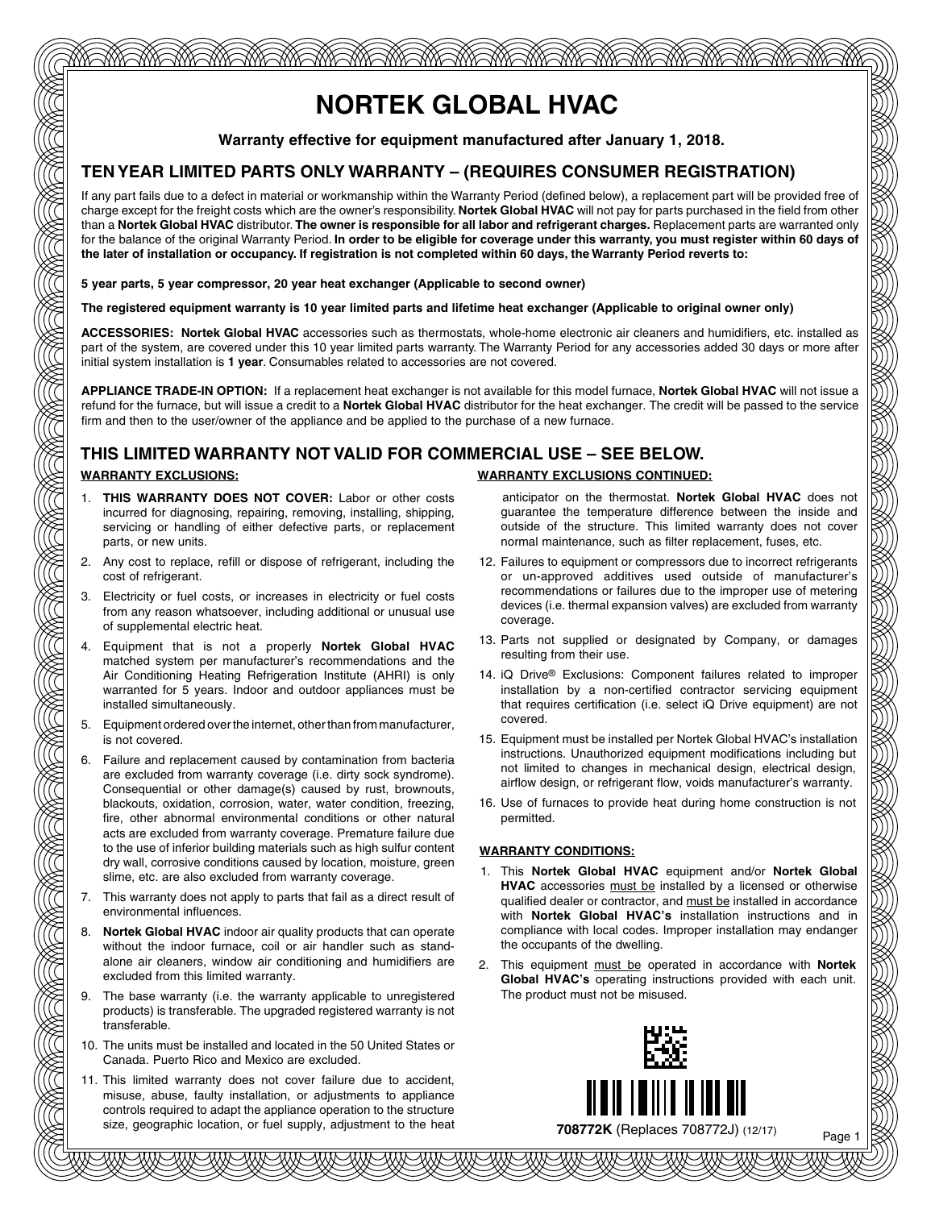# NORTEK GLOBAL HVAC

**Warranty effective for equipment manufactured after January 1, 2018.**

## TEN YEAR LIMITED PARTS ONLY WARRANTY – (REQUIRES CONSUMER REGISTRATION)

If any part fails due to a defect in material or workmanship within the Warranty Period (defined below), a replacement part will be provided free of charge except for the freight costs which are the owner's responsibility. **Nortek Global HVAC** will not pay for parts purchased in the field from other than a **Nortek Global HVAC** distributor. **The owner is responsible for all labor and refrigerant charges.** Replacement parts are warranted only for the balance of the original Warranty Period. **In order to be eligible for coverage under this warranty, you must register within 60 days of the later of installation or occupancy. If registration is not completed within 60 days, the Warranty Period reverts to:**

**5 year parts, 5 year compressor, 20 year heat exchanger (Applicable to second owner)**

**The registered equipment warranty is 10 year limited parts and lifetime heat exchanger (Applicable to original owner only)**

**ACCESSORIES: Nortek Global HVAC** accessories such as thermostats, whole-home electronic air cleaners and humidifiers, etc. installed as part of the system, are covered under this 10 year limited parts warranty. The Warranty Period for any accessories added 30 days or more after initial system installation is **1 year**. Consumables related to accessories are not covered.

**APPLIANCE TRADE-IN OPTION:** If a replacement heat exchanger is not available for this model furnace, **Nortek Global HVAC** will not issue a refund for the furnace, but will issue a credit to a **Nortek Global HVAC** distributor for the heat exchanger. The credit will be passed to the service firm and then to the user/owner of the appliance and be applied to the purchase of a new furnace.

## THIS LIMITED WARRANTY NOT VALID FOR COMMERCIAL USE – SEE BELOW.

**WARRANTY EXCLUSIONS:**

1. **THIS WARRANTY DOES NOT COVER:** Labor or other costs incurred for diagnosing, repairing, removing, installing, shipping, servicing or handling of either defective parts, or replacement parts, or new units.
2. Any cost to replace, refill or dispose of refrigerant, including the cost of refrigerant.
3. Electricity or fuel costs, or increases in electricity or fuel costs from any reason whatsoever, including additional or unusual use of supplemental electric heat.
4. Equipment that is not a properly **Nortek Global HVAC** matched system per manufacturer's recommendations and the Air Conditioning Heating Refrigeration Institute (AHRI) is only warranted for 5 years. Indoor and outdoor appliances must be installed simultaneously.
5. Equipment ordered over the internet, other than from manufacturer, is not covered.
6. Failure and replacement caused by contamination from bacteria are excluded from warranty coverage (i.e. dirty sock syndrome). Consequential or other damage(s) caused by rust, brownouts, blackouts, oxidation, corrosion, water, water condition, freezing, fire, other abnormal environmental conditions or other natural acts are excluded from warranty coverage. Premature failure due to the use of inferior building materials such as high sulfur content dry wall, corrosive conditions caused by location, moisture, green slime, etc. are also excluded from warranty coverage.
7. This warranty does not apply to parts that fail as a direct result of environmental influences.
8. **Nortek Global HVAC** indoor air quality products that can operate without the indoor furnace, coil or air handler such as stand-alone air cleaners, window air conditioning and humidifiers are excluded from this limited warranty.
9. The base warranty (i.e. the warranty applicable to unregistered products) is transferable. The upgraded registered warranty is not transferable.
10. The units must be installed and located in the 50 United States or Canada. Puerto Rico and Mexico are excluded.
11. This limited warranty does not cover failure due to accident, misuse, abuse, faulty installation, or adjustments to appliance controls required to adapt the appliance operation to the structure size, geographic location, or fuel supply, adjustment to the heat anticipator on the thermostat. **Nortek Global HVAC** does not guarantee the temperature difference between the inside and outside of the structure. This limited warranty does not cover normal maintenance, such as filter replacement, fuses, etc.
12. Failures to equipment or compressors due to incorrect refrigerants or un-approved additives used outside of manufacturer's recommendations or failures due to the improper use of metering devices (i.e. thermal expansion valves) are excluded from warranty coverage.
13. Parts not supplied or designated by Company, or damages resulting from their use.
14. iQ Drive® Exclusions: Component failures related to improper installation by a non-certified contractor servicing equipment that requires certification (i.e. select iQ Drive equipment) are not covered.
15. Equipment must be installed per Nortek Global HVAC's installation instructions. Unauthorized equipment modifications including but not limited to changes in mechanical design, electrical design, airflow design, or refrigerant flow, voids manufacturer's warranty.
16. Use of furnaces to provide heat during home construction is not permitted.

**WARRANTY CONDITIONS:**

1. This **Nortek Global HVAC** equipment and/or **Nortek Global HVAC** accessories must be installed by a licensed or otherwise qualified dealer or contractor, and must be installed in accordance with **Nortek Global HVAC's** installation instructions and in compliance with local codes. Improper installation may endanger the occupants of the dwelling.
2. This equipment must be operated in accordance with **Nortek Global HVAC's** operating instructions provided with each unit. The product must not be misused.

**708772K** (Replaces 708772J) (12/17)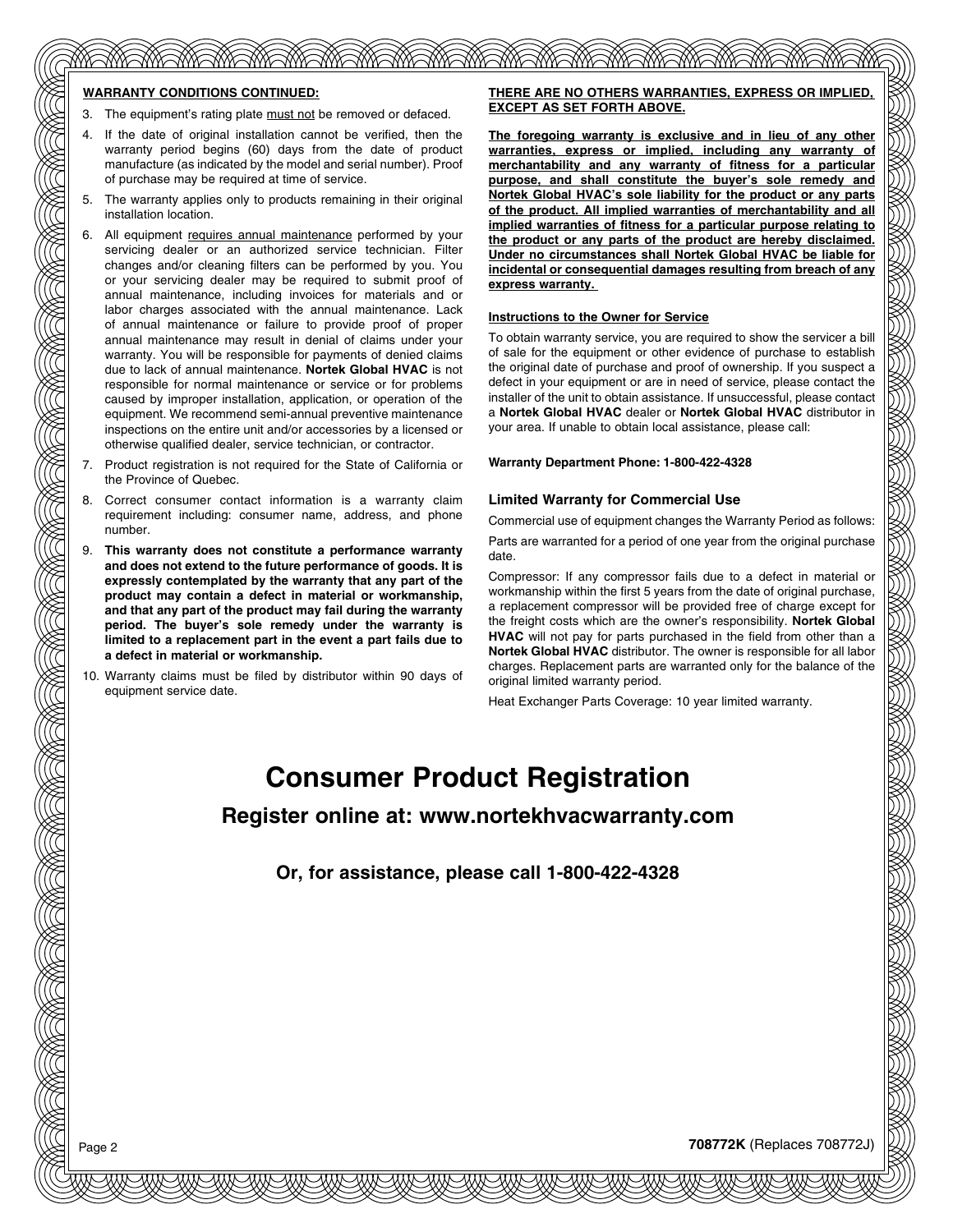**WARRANTY CONDITIONS CONTINUED:**

3. The equipment's rating plate must not be removed or defaced.
4. If the date of original installation cannot be verified, then the warranty period begins (60) days from the date of product manufacture (as indicated by the model and serial number). Proof of purchase may be required at time of service.
5. The warranty applies only to products remaining in their original installation location.
6. All equipment requires annual maintenance performed by your servicing dealer or an authorized service technician. Filter changes and/or cleaning filters can be performed by you. You or your servicing dealer may be required to submit proof of annual maintenance, including invoices for materials and or labor charges associated with the annual maintenance. Lack of annual maintenance or failure to provide proof of proper annual maintenance may result in denial of claims under your warranty. You will be responsible for payments of denied claims due to lack of annual maintenance. **Nortek Global HVAC** is not responsible for normal maintenance or service or for problems caused by improper installation, application, or operation of the equipment. We recommend semi-annual preventive maintenance inspections on the entire unit and/or accessories by a licensed or otherwise qualified dealer, service technician, or contractor.
7. Product registration is not required for the State of California or the Province of Quebec.
8. Correct consumer contact information is a warranty claim requirement including: consumer name, address, and phone number.
9. **This warranty does not constitute a performance warranty and does not extend to the future performance of goods. It is expressly contemplated by the warranty that any part of the product may contain a defect in material or workmanship, and that any part of the product may fail during the warranty period. The buyer's sole remedy under the warranty is limited to a replacement part in the event a part fails due to a defect in material or workmanship.**
10. Warranty claims must be filed by distributor within 90 days of equipment service date.

**THERE ARE NO OTHERS WARRANTIES, EXPRESS OR IMPLIED, EXCEPT AS SET FORTH ABOVE.**

**The foregoing warranty is exclusive and in lieu of any other warranties, express or implied, including any warranty of merchantability and any warranty of fitness for a particular purpose, and shall constitute the buyer's sole remedy and Nortek Global HVAC's sole liability for the product or any parts of the product. All implied warranties of merchantability and all implied warranties of fitness for a particular purpose relating to the product or any parts of the product are hereby disclaimed. Under no circumstances shall Nortek Global HVAC be liable for incidental or consequential damages resulting from breach of any express warranty.**

**Instructions to the Owner for Service**

To obtain warranty service, you are required to show the servicer a bill of sale for the equipment or other evidence of purchase to establish the original date of purchase and proof of ownership. If you suspect a defect in your equipment or are in need of service, please contact the installer of the unit to obtain assistance. If unsuccessful, please contact a **Nortek Global HVAC** dealer or **Nortek Global HVAC** distributor in your area. If unable to obtain local assistance, please call:

**Warranty Department Phone: 1-800-422-4328**

### Limited Warranty for Commercial Use

Commercial use of equipment changes the Warranty Period as follows:

Parts are warranted for a period of one year from the original purchase date.

Compressor: If any compressor fails due to a defect in material or workmanship within the first 5 years from the date of original purchase, a replacement compressor will be provided free of charge except for the freight costs which are the owner's responsibility. **Nortek Global HVAC** will not pay for parts purchased in the field from other than a **Nortek Global HVAC** distributor. The owner is responsible for all labor charges. Replacement parts are warranted only for the balance of the original limited warranty period.

Heat Exchanger Parts Coverage: 10 year limited warranty.

# Consumer Product Registration

## Register online at: www.nortekhvacwarranty.com

### Or, for assistance, please call 1-800-422-4328

**708772K** (Replaces 708772J)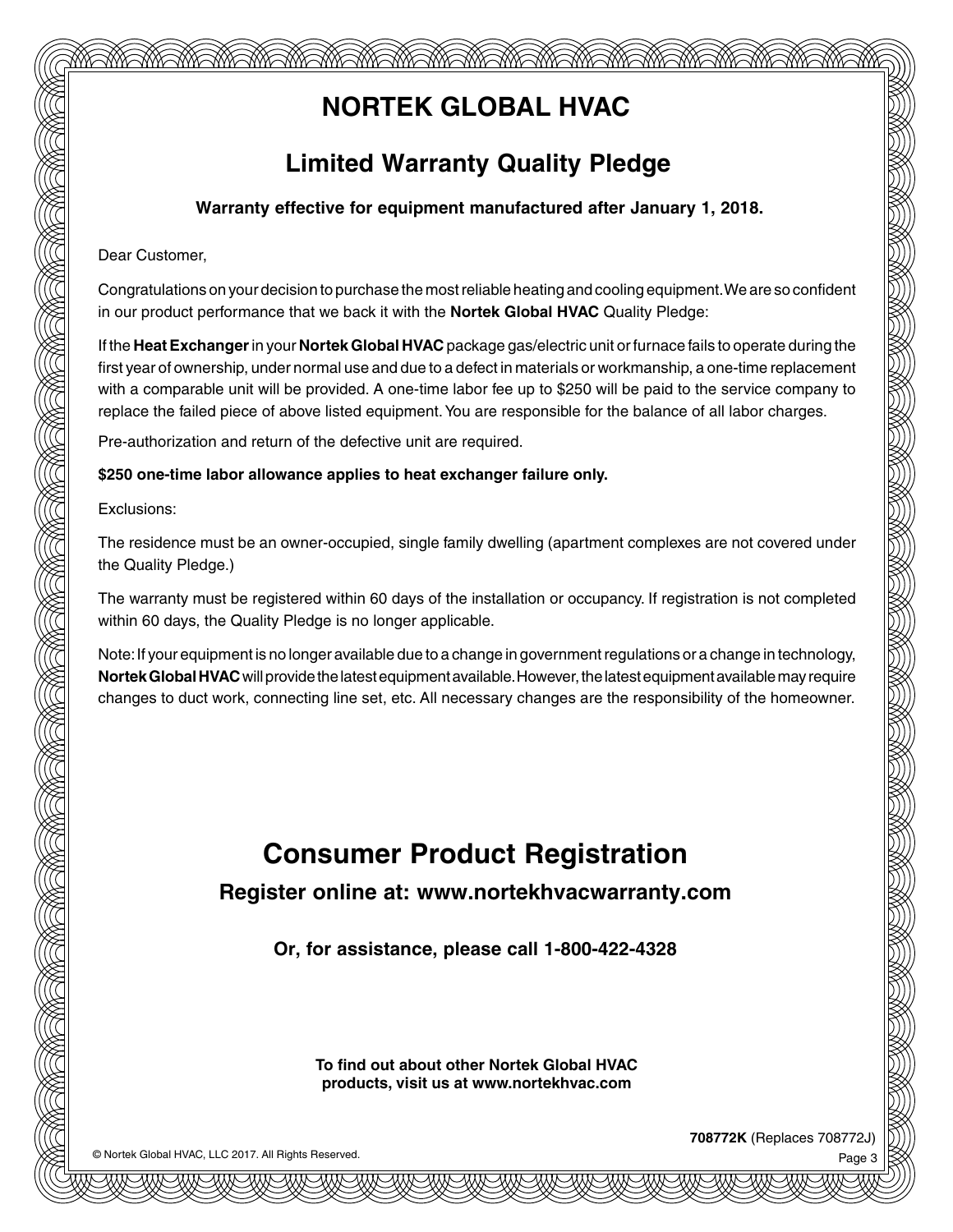# NORTEK GLOBAL HVAC

## Limited Warranty Quality Pledge

**Warranty effective for equipment manufactured after January 1, 2018.**

Dear Customer,

Congratulations on your decision to purchase the most reliable heating and cooling equipment. We are so confident in our product performance that we back it with the **Nortek Global HVAC** Quality Pledge:

If the **Heat Exchanger** in your **Nortek Global HVAC** package gas/electric unit or furnace fails to operate during the first year of ownership, under normal use and due to a defect in materials or workmanship, a one-time replacement with a comparable unit will be provided. A one-time labor fee up to $250 will be paid to the service company to replace the failed piece of above listed equipment. You are responsible for the balance of all labor charges.

Pre-authorization and return of the defective unit are required.

**$250 one-time labor allowance applies to heat exchanger failure only.**

Exclusions:

The residence must be an owner-occupied, single family dwelling (apartment complexes are not covered under the Quality Pledge.)

The warranty must be registered within 60 days of the installation or occupancy. If registration is not completed within 60 days, the Quality Pledge is no longer applicable.

Note: If your equipment is no longer available due to a change in government regulations or a change in technology, **Nortek Global HVAC** will provide the latest equipment available. However, the latest equipment available may require changes to duct work, connecting line set, etc. All necessary changes are the responsibility of the homeowner.

# Consumer Product Registration

### Register online at: www.nortekhvacwarranty.com

**Or, for assistance, please call 1-800-422-4328**

**To find out about other Nortek Global HVAC products, visit us at www.nortekhvac.com**

© Nortek Global HVAC, LLC 2017. All Rights Reserved.

**708772K** (Replaces 708772J)